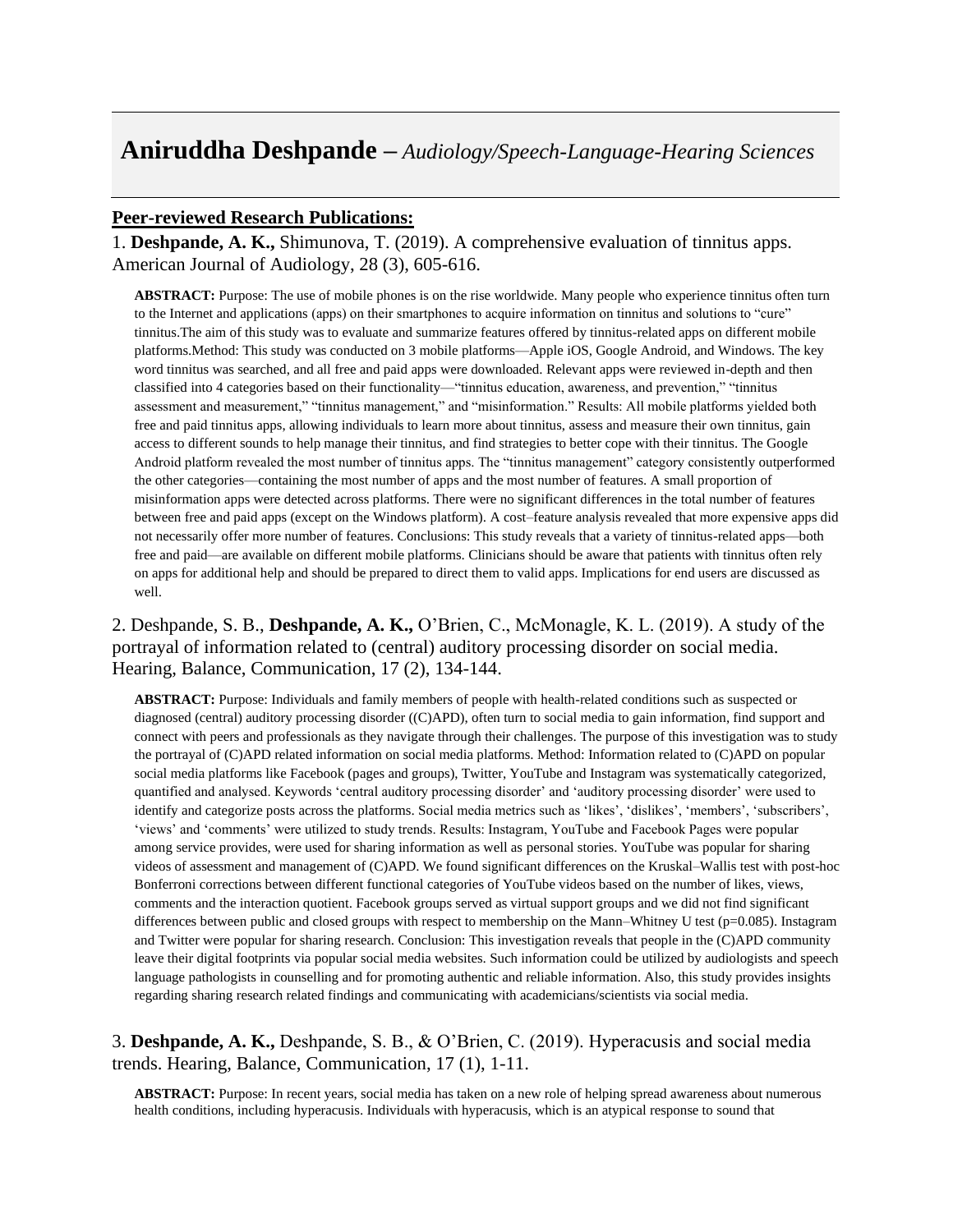# **Aniruddha Deshpande** – *Audiology/Speech-Language-Hearing Sciences*

## **Peer-reviewed Research Publications:**

1. **Deshpande, A. K.,** Shimunova, T. (2019). A comprehensive evaluation of tinnitus apps. American Journal of Audiology, 28 (3), 605-616.

> **ABSTRACT:** Purpose: The use of mobile phones is on the rise worldwide. Many people who experience tinnitus often turn to the Internet and applications (apps) on their smartphones to acquire information on tinnitus and solutions to "cure" tinnitus.The aim of this study was to evaluate and summarize features offered by tinnitus-related apps on different mobile platforms.Method: This study was conducted on 3 mobile platforms—Apple iOS, Google Android, and Windows. The key word tinnitus was searched, and all free and paid apps were downloaded. Relevant apps were reviewed in-depth and then classified into 4 categories based on their functionality—"tinnitus education, awareness, and prevention," "tinnitus assessment and measurement," "tinnitus management," and "misinformation." Results: All mobile platforms yielded both free and paid tinnitus apps, allowing individuals to learn more about tinnitus, assess and measure their own tinnitus, gain access to different sounds to help manage their tinnitus, and find strategies to better cope with their tinnitus. The Google Android platform revealed the most number of tinnitus apps. The "tinnitus management" category consistently outperformed the other categories—containing the most number of apps and the most number of features. A small proportion of misinformation apps were detected across platforms. There were no significant differences in the total number of features between free and paid apps (except on the Windows platform). A cost–feature analysis revealed that more expensive apps did not necessarily offer more number of features. Conclusions: This study reveals that a variety of tinnitus-related apps—both free and paid—are available on different mobile platforms. Clinicians should be aware that patients with tinnitus often rely on apps for additional help and should be prepared to direct them to valid apps. Implications for end users are discussed as well.

2. Deshpande, S. B., **Deshpande, A. K.,** O'Brien, C., McMonagle, K. L. (2019). A study of the portrayal of information related to (central) auditory processing disorder on social media. Hearing, Balance, Communication, 17 (2), 134-144.

> **ABSTRACT:** Purpose: Individuals and family members of people with health-related conditions such as suspected or diagnosed ((central) auditory processing disorder ((C)APD), often turn to social media to gain information, find support and connect with peers and professionals as they navigate through their challenges. The purpose of this investigation was to study the portrayal of (C)APD related information on social media platforms. Method: Information related to (C)APD on popular social media platforms like Facebook (pages and groups), Twitter, YouTube and Instagram was systematically categorized, quantified and analysed. Keywords 'central auditory processing disorder' and 'auditory processing disorder' were used to identify and categorize posts across the platforms. Social media metrics such as 'likes', 'dislikes', 'members', 'subscribers', 'views' and 'comments' were utilized to study trends. Results: Instagram, YouTube and Facebook Pages were popular among service provides, were used for sharing information as well as personal stories. YouTube was popular for sharing videos of assessment and management of (C)APD. We found significant differences on the Kruskal–Wallis test with post-hoc Bonferroni corrections between different functional categories of YouTube videos based on the number of likes, views, comments and the interaction quotient. Facebook groups served as virtual support groups and we did not find significant differences between public and closed groups with respect to membership on the Mann–Whitney U test ($p=0.085$). Instagram and Twitter were popular for sharing research. Conclusion: This investigation reveals that people in the (C)APD community leave their digital footprints via popular social media websites. Such information could be utilized by audiologists and speech language pathologists in counselling and for promoting authentic and reliable information. Also, this study provides insights regarding sharing research related findings and communicating with academicians/scientists via social media.

3. **Deshpande, A. K.,** Deshpande, S. B., & O'Brien, C. (2019). Hyperacusis and social media trends. Hearing, Balance, Communication, 17 (1), 1-11.

> **ABSTRACT:** Purpose: In recent years, social media has taken on a new role of helping spread awareness about numerous health conditions, including hyperacusis. Individuals with hyperacusis, which is an atypical response to sound that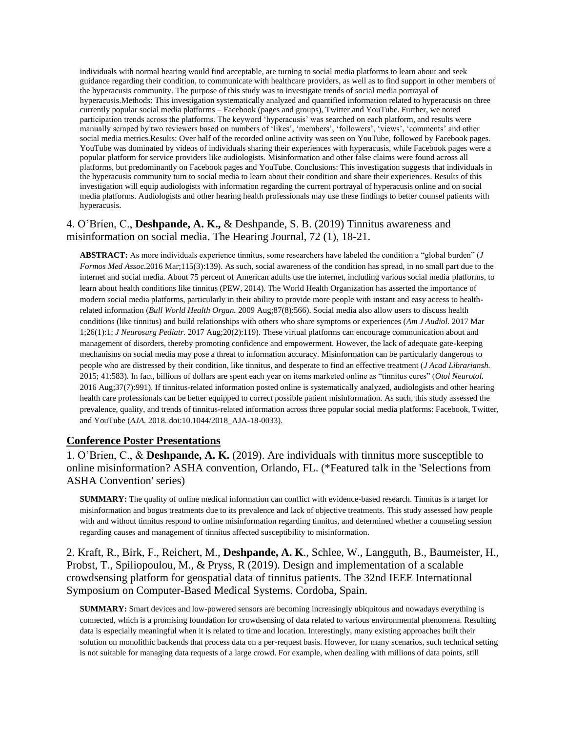individuals with normal hearing would find acceptable, are turning to social media platforms to learn about and seek guidance regarding their condition, to communicate with healthcare providers, as well as to find support in other members of the hyperacusis community. The purpose of this study was to investigate trends of social media portrayal of hyperacusis.Methods: This investigation systematically analyzed and quantified information related to hyperacusis on three currently popular social media platforms – Facebook (pages and groups), Twitter and YouTube. Further, we noted participation trends across the platforms. The keyword 'hyperacusis' was searched on each platform, and results were manually scraped by two reviewers based on numbers of 'likes', 'members', 'followers', 'views', 'comments' and other social media metrics.Results: Over half of the recorded online activity was seen on YouTube, followed by Facebook pages. YouTube was dominated by videos of individuals sharing their experiences with hyperacusis, while Facebook pages were a popular platform for service providers like audiologists. Misinformation and other false claims were found across all platforms, but predominantly on Facebook pages and YouTube. Conclusions: This investigation suggests that individuals in the hyperacusis community turn to social media to learn about their condition and share their experiences. Results of this investigation will equip audiologists with information regarding the current portrayal of hyperacusis online and on social media platforms. Audiologists and other hearing health professionals may use these findings to better counsel patients with hyperacusis.

4. O'Brien, C., **Deshpande, A. K.,** & Deshpande, S. B. (2019) Tinnitus awareness and misinformation on social media. The Hearing Journal, 72 (1), 18-21.

**ABSTRACT:** As more individuals experience tinnitus, some researchers have labeled the condition a "global burden" (*J Formos Med Assoc.*2016 Mar;115(3):139). As such, social awareness of the condition has spread, in no small part due to the internet and social media. About 75 percent of American adults use the internet, including various social media platforms, to learn about health conditions like tinnitus (PEW, 2014). The World Health Organization has asserted the importance of modern social media platforms, particularly in their ability to provide more people with instant and easy access to health-related information (*Bull World Health Organ.* 2009 Aug;87(8):566). Social media also allow users to discuss health conditions (like tinnitus) and build relationships with others who share symptoms or experiences (*Am J Audiol.* 2017 Mar 1;26(1):1; *J Neurosurg Pediatr.* 2017 Aug;20(2):119). These virtual platforms can encourage communication about and management of disorders, thereby promoting confidence and empowerment. However, the lack of adequate gate-keeping mechanisms on social media may pose a threat to information accuracy. Misinformation can be particularly dangerous to people who are distressed by their condition, like tinnitus, and desperate to find an effective treatment (*J Acad Librarianshi.* 2015; 41:583). In fact, billions of dollars are spent each year on items marketed online as "tinnitus cures" (*Otol Neurotol.* 2016 Aug;37(7):991). If tinnitus-related information posted online is systematically analyzed, audiologists and other hearing health care professionals can be better equipped to correct possible patient misinformation. As such, this study assessed the prevalence, quality, and trends of tinnitus-related information across three popular social media platforms: Facebook, Twitter, and YouTube (*AJA.* 2018. doi:10.1044/2018_AJA-18-0033).

## Conference Poster Presentations

1. O'Brien, C., & **Deshpande, A. K.** (2019). Are individuals with tinnitus more susceptible to online misinformation? ASHA convention, Orlando, FL. (*Featured talk in the 'Selections from ASHA Convention' series)

**SUMMARY:** The quality of online medical information can conflict with evidence-based research. Tinnitus is a target for misinformation and bogus treatments due to its prevalence and lack of objective treatments. This study assessed how people with and without tinnitus respond to online misinformation regarding tinnitus, and determined whether a counseling session regarding causes and management of tinnitus affected susceptibility to misinformation.

2. Kraft, R., Birk, F., Reichert, M., **Deshpande, A. K**., Schlee, W., Langguth, B., Baumeister, H., Probst, T., Spiliopoulou, M., & Pryss, R (2019). Design and implementation of a scalable crowdsensing platform for geospatial data of tinnitus patients. The 32nd IEEE International Symposium on Computer-Based Medical Systems. Cordoba, Spain.

**SUMMARY:** Smart devices and low-powered sensors are becoming increasingly ubiquitous and nowadays everything is connected, which is a promising foundation for crowdsensing of data related to various environmental phenomena. Resulting data is especially meaningful when it is related to time and location. Interestingly, many existing approaches built their solution on monolithic backends that process data on a per-request basis. However, for many scenarios, such technical setting is not suitable for managing data requests of a large crowd. For example, when dealing with millions of data points, still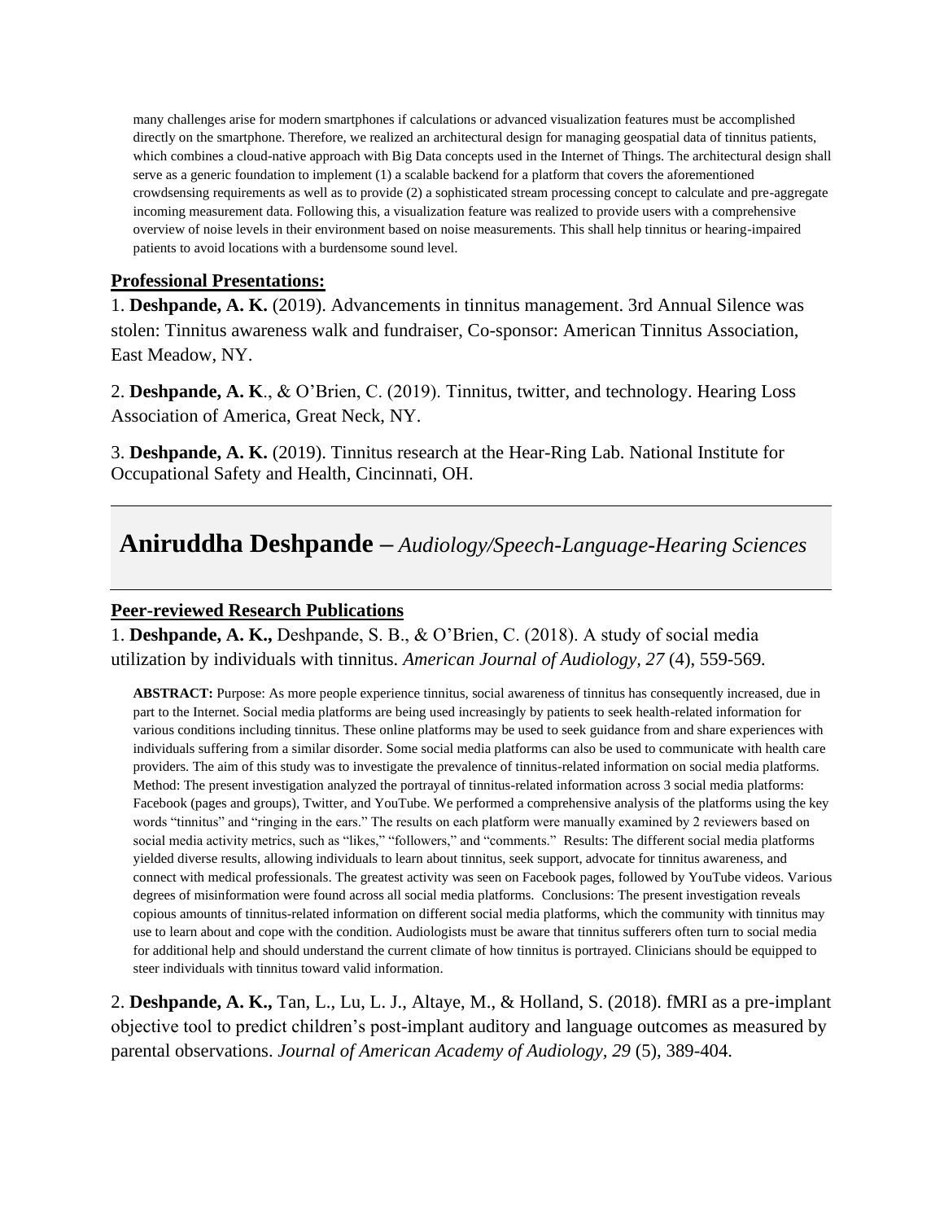many challenges arise for modern smartphones if calculations or advanced visualization features must be accomplished directly on the smartphone. Therefore, we realized an architectural design for managing geospatial data of tinnitus patients, which combines a cloud-native approach with Big Data concepts used in the Internet of Things. The architectural design shall serve as a generic foundation to implement (1) a scalable backend for a platform that covers the aforementioned crowdsensing requirements as well as to provide (2) a sophisticated stream processing concept to calculate and pre-aggregate incoming measurement data. Following this, a visualization feature was realized to provide users with a comprehensive overview of noise levels in their environment based on noise measurements. This shall help tinnitus or hearing-impaired patients to avoid locations with a burdensome sound level.

**Professional Presentations:**

1. **Deshpande, A. K.** (2019). Advancements in tinnitus management. 3rd Annual Silence was stolen: Tinnitus awareness walk and fundraiser, Co-sponsor: American Tinnitus Association, East Meadow, NY.

2. **Deshpande, A. K**., & O'Brien, C. (2019). Tinnitus, twitter, and technology. Hearing Loss Association of America, Great Neck, NY.

3. **Deshpande, A. K.** (2019). Tinnitus research at the Hear-Ring Lab. National Institute for Occupational Safety and Health, Cincinnati, OH.

---

## Aniruddha Deshpande – *Audiology/Speech-Language-Hearing Sciences*

---

**Peer-reviewed Research Publications**

1. **Deshpande, A. K.,** Deshpande, S. B., & O'Brien, C. (2018). A study of social media utilization by individuals with tinnitus. *American Journal of Audiology*, *27* (4), 559-569.

**ABSTRACT:** Purpose: As more people experience tinnitus, social awareness of tinnitus has consequently increased, due in part to the Internet. Social media platforms are being used increasingly by patients to seek health-related information for various conditions including tinnitus. These online platforms may be used to seek guidance from and share experiences with individuals suffering from a similar disorder. Some social media platforms can also be used to communicate with health care providers. The aim of this study was to investigate the prevalence of tinnitus-related information on social media platforms. Method: The present investigation analyzed the portrayal of tinnitus-related information across 3 social media platforms: Facebook (pages and groups), Twitter, and YouTube. We performed a comprehensive analysis of the platforms using the key words "tinnitus" and "ringing in the ears." The results on each platform were manually examined by 2 reviewers based on social media activity metrics, such as "likes," "followers," and "comments." Results: The different social media platforms yielded diverse results, allowing individuals to learn about tinnitus, seek support, advocate for tinnitus awareness, and connect with medical professionals. The greatest activity was seen on Facebook pages, followed by YouTube videos. Various degrees of misinformation were found across all social media platforms. Conclusions: The present investigation reveals copious amounts of tinnitus-related information on different social media platforms, which the community with tinnitus may use to learn about and cope with the condition. Audiologists must be aware that tinnitus sufferers often turn to social media for additional help and should understand the current climate of how tinnitus is portrayed. Clinicians should be equipped to steer individuals with tinnitus toward valid information.

2. **Deshpande, A. K.,** Tan, L., Lu, L. J., Altaye, M., & Holland, S. (2018). fMRI as a pre-implant objective tool to predict children's post-implant auditory and language outcomes as measured by parental observations. *Journal of American Academy of Audiology, 29* (5), 389-404.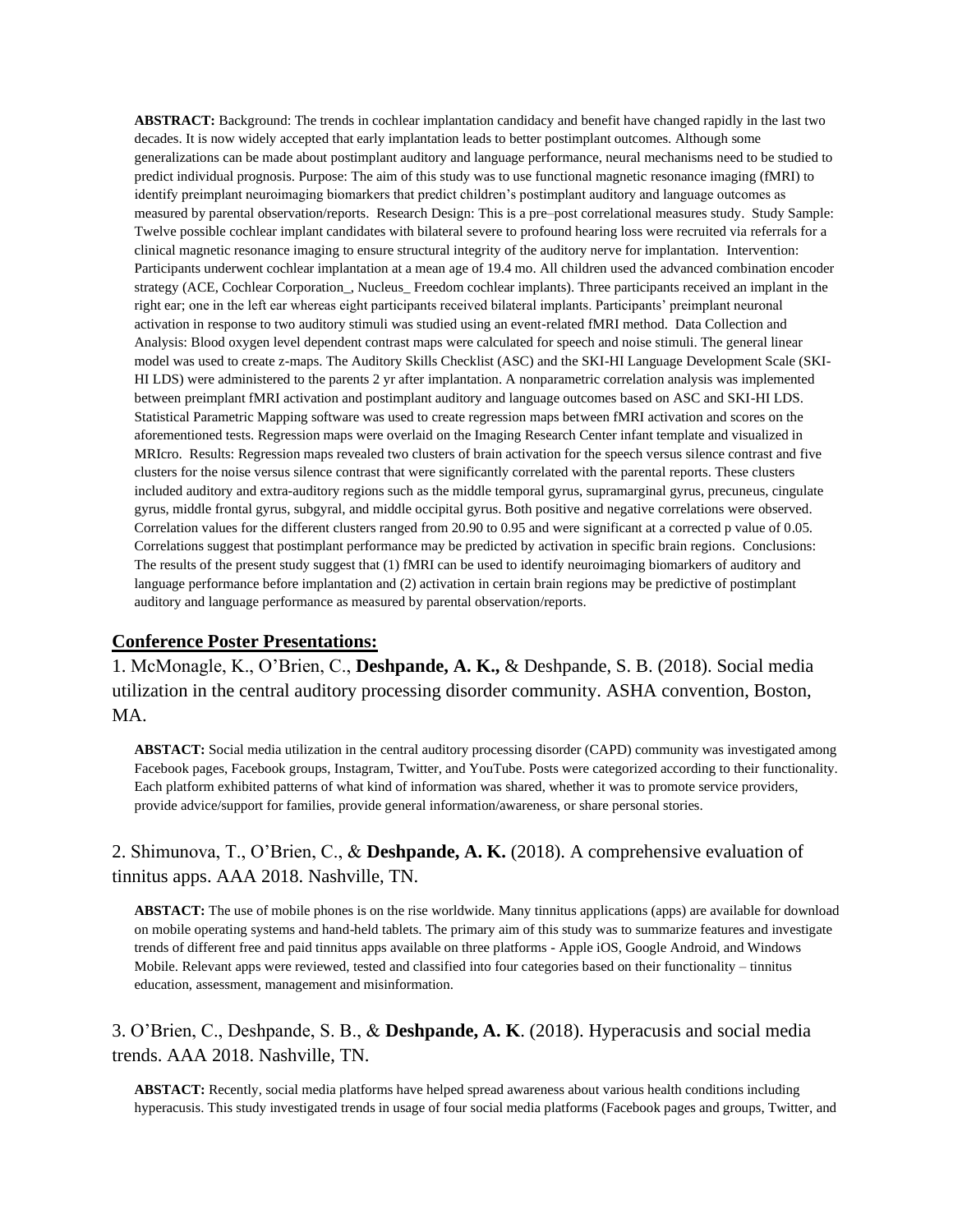**ABSTRACT:** Background: The trends in cochlear implantation candidacy and benefit have changed rapidly in the last two decades. It is now widely accepted that early implantation leads to better postimplant outcomes. Although some generalizations can be made about postimplant auditory and language performance, neural mechanisms need to be studied to predict individual prognosis. Purpose: The aim of this study was to use functional magnetic resonance imaging (fMRI) to identify preimplant neuroimaging biomarkers that predict children's postimplant auditory and language outcomes as measured by parental observation/reports. Research Design: This is a pre–post correlational measures study. Study Sample: Twelve possible cochlear implant candidates with bilateral severe to profound hearing loss were recruited via referrals for a clinical magnetic resonance imaging to ensure structural integrity of the auditory nerve for implantation. Intervention: Participants underwent cochlear implantation at a mean age of 19.4 mo. All children used the advanced combination encoder strategy (ACE, Cochlear Corporation_, Nucleus_ Freedom cochlear implants). Three participants received an implant in the right ear; one in the left ear whereas eight participants received bilateral implants. Participants' preimplant neuronal activation in response to two auditory stimuli was studied using an event-related fMRI method. Data Collection and Analysis: Blood oxygen level dependent contrast maps were calculated for speech and noise stimuli. The general linear model was used to create z-maps. The Auditory Skills Checklist (ASC) and the SKI-HI Language Development Scale (SKI-HI LDS) were administered to the parents 2 yr after implantation. A nonparametric correlation analysis was implemented between preimplant fMRI activation and postimplant auditory and language outcomes based on ASC and SKI-HI LDS. Statistical Parametric Mapping software was used to create regression maps between fMRI activation and scores on the aforementioned tests. Regression maps were overlaid on the Imaging Research Center infant template and visualized in MRIcro. Results: Regression maps revealed two clusters of brain activation for the speech versus silence contrast and five clusters for the noise versus silence contrast that were significantly correlated with the parental reports. These clusters included auditory and extra-auditory regions such as the middle temporal gyrus, supramarginal gyrus, precuneus, cingulate gyrus, middle frontal gyrus, subgyral, and middle occipital gyrus. Both positive and negative correlations were observed. Correlation values for the different clusters ranged from 20.90 to 0.95 and were significant at a corrected p value of 0.05. Correlations suggest that postimplant performance may be predicted by activation in specific brain regions. Conclusions: The results of the present study suggest that (1) fMRI can be used to identify neuroimaging biomarkers of auditory and language performance before implantation and (2) activation in certain brain regions may be predictive of postimplant auditory and language performance as measured by parental observation/reports.

## Conference Poster Presentations:

1. McMonagle, K., O'Brien, C., **Deshpande, A. K.,** & Deshpande, S. B. (2018). Social media utilization in the central auditory processing disorder community. ASHA convention, Boston, MA.

**ABSTACT:** Social media utilization in the central auditory processing disorder (CAPD) community was investigated among Facebook pages, Facebook groups, Instagram, Twitter, and YouTube. Posts were categorized according to their functionality. Each platform exhibited patterns of what kind of information was shared, whether it was to promote service providers, provide advice/support for families, provide general information/awareness, or share personal stories.

2. Shimunova, T., O'Brien, C., & **Deshpande, A. K.** (2018). A comprehensive evaluation of tinnitus apps. AAA 2018. Nashville, TN.

**ABSTACT:** The use of mobile phones is on the rise worldwide. Many tinnitus applications (apps) are available for download on mobile operating systems and hand-held tablets. The primary aim of this study was to summarize features and investigate trends of different free and paid tinnitus apps available on three platforms - Apple iOS, Google Android, and Windows Mobile. Relevant apps were reviewed, tested and classified into four categories based on their functionality – tinnitus education, assessment, management and misinformation.

3. O'Brien, C., Deshpande, S. B., & **Deshpande, A. K**. (2018). Hyperacusis and social media trends. AAA 2018. Nashville, TN.

**ABSTACT:** Recently, social media platforms have helped spread awareness about various health conditions including hyperacusis. This study investigated trends in usage of four social media platforms (Facebook pages and groups, Twitter, and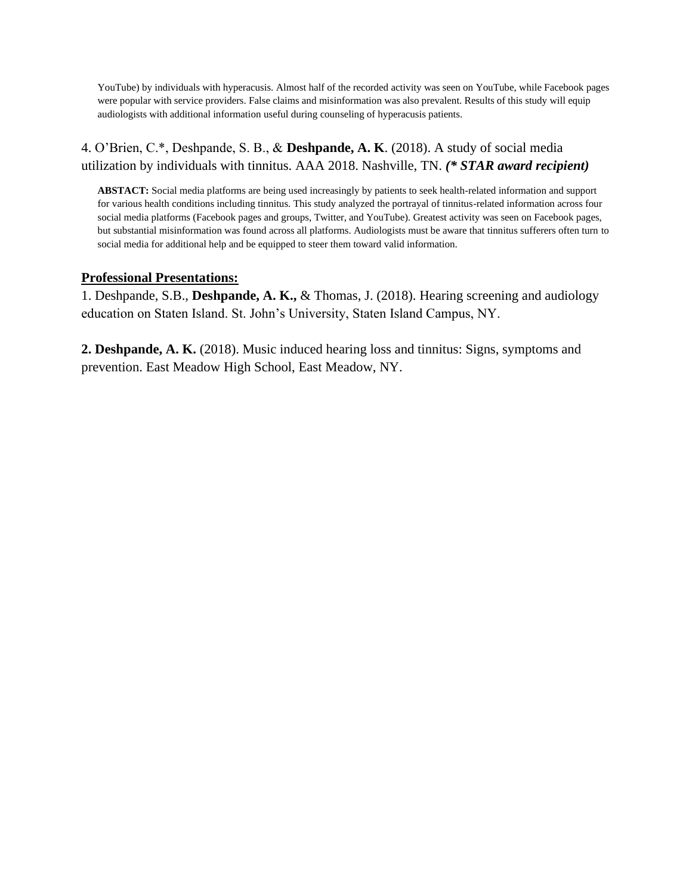YouTube) by individuals with hyperacusis. Almost half of the recorded activity was seen on YouTube, while Facebook pages were popular with service providers. False claims and misinformation was also prevalent. Results of this study will equip audiologists with additional information useful during counseling of hyperacusis patients.

4. O'Brien, C.*, Deshpande, S. B., & **Deshpande, A. K**. (2018). A study of social media utilization by individuals with tinnitus. AAA 2018. Nashville, TN. ***(* STAR award recipient)***

> **ABSTACT:** Social media platforms are being used increasingly by patients to seek health-related information and support for various health conditions including tinnitus. This study analyzed the portrayal of tinnitus-related information across four social media platforms (Facebook pages and groups, Twitter, and YouTube). Greatest activity was seen on Facebook pages, but substantial misinformation was found across all platforms. Audiologists must be aware that tinnitus sufferers often turn to social media for additional help and be equipped to steer them toward valid information.

## Professional Presentations:

1. Deshpande, S.B., **Deshpande, A. K.,** & Thomas, J. (2018). Hearing screening and audiology education on Staten Island. St. John's University, Staten Island Campus, NY.

**2. Deshpande, A. K.** (2018). Music induced hearing loss and tinnitus: Signs, symptoms and prevention. East Meadow High School, East Meadow, NY.